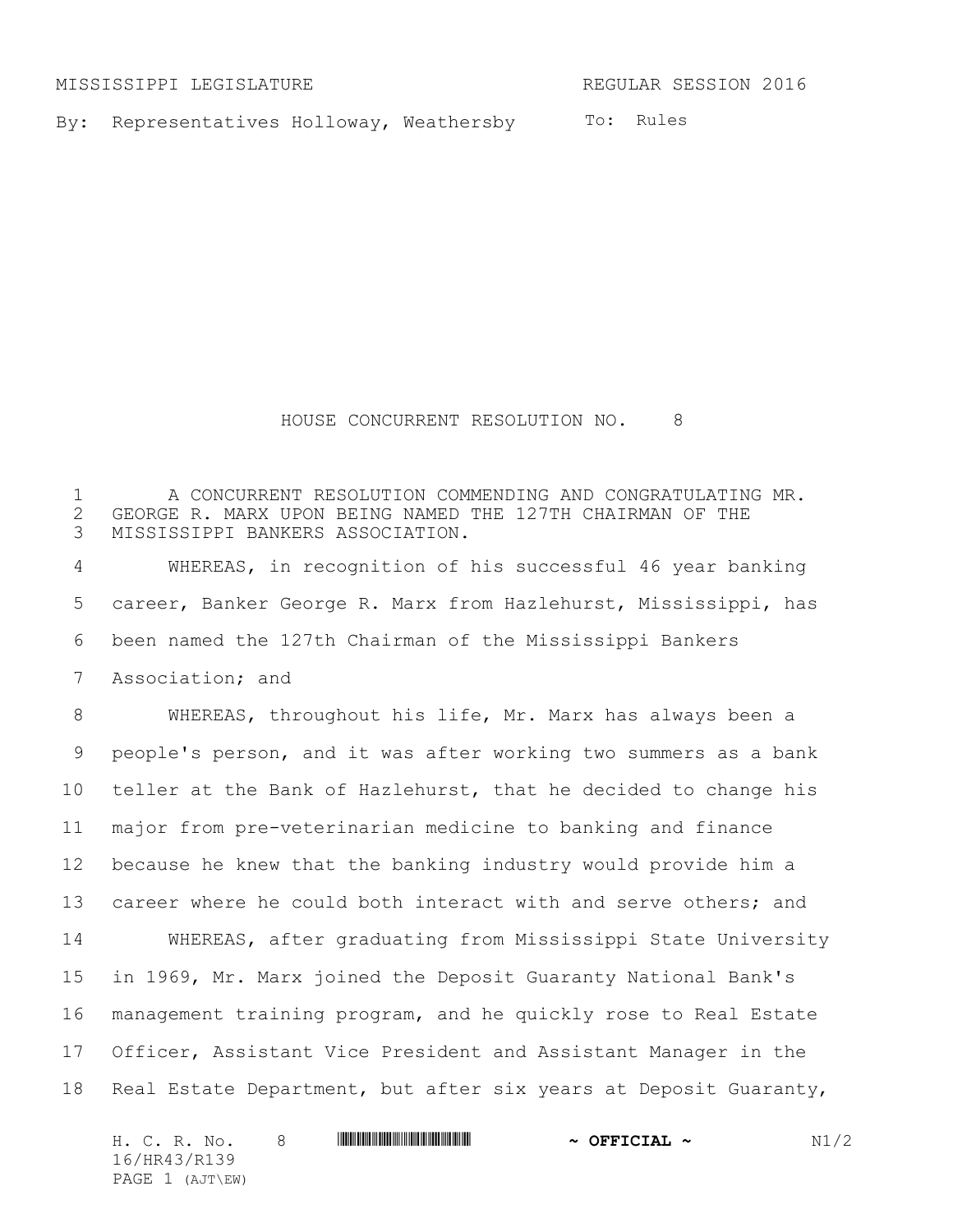MISSISSIPPI LEGISLATURE REGULAR SESSION 2016

By: Representatives Holloway, Weathersby

To: Rules

# HOUSE CONCURRENT RESOLUTION NO. 8

A CONCURRENT RESOLUTION COMMENDING AND CONGRATULATING MR. GEORGE R. MARX UPON BEING NAMED THE 127TH CHAIRMAN OF THE MISSISSIPPI BANKERS ASSOCIATION.

WHEREAS, in recognition of his successful 46 year banking career, Banker George R. Marx from Hazlehurst, Mississippi, has been named the 127th Chairman of the Mississippi Bankers Association; and

WHEREAS, throughout his life, Mr. Marx has always been a people's person, and it was after working two summers as a bank teller at the Bank of Hazlehurst, that he decided to change his major from pre-veterinarian medicine to banking and finance because he knew that the banking industry would provide him a career where he could both interact with and serve others; and

WHEREAS, after graduating from Mississippi State University in 1969, Mr. Marx joined the Deposit Guaranty National Bank's management training program, and he quickly rose to Real Estate Officer, Assistant Vice President and Assistant Manager in the Real Estate Department, but after six years at Deposit Guaranty,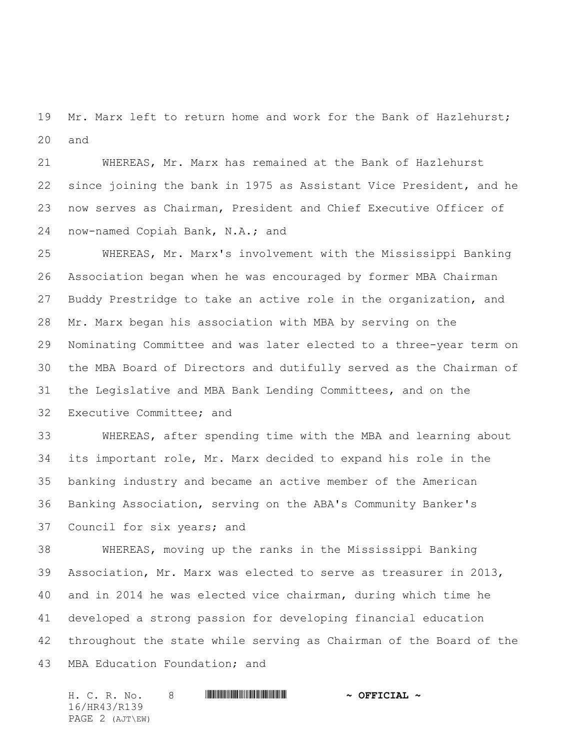Mr. Marx left to return home and work for the Bank of Hazlehurst; and

WHEREAS, Mr. Marx has remained at the Bank of Hazlehurst since joining the bank in 1975 as Assistant Vice President, and he now serves as Chairman, President and Chief Executive Officer of now-named Copiah Bank, N.A.; and

WHEREAS, Mr. Marx's involvement with the Mississippi Banking Association began when he was encouraged by former MBA Chairman Buddy Prestridge to take an active role in the organization, and Mr. Marx began his association with MBA by serving on the Nominating Committee and was later elected to a three-year term on the MBA Board of Directors and dutifully served as the Chairman of the Legislative and MBA Bank Lending Committees, and on the Executive Committee; and

WHEREAS, after spending time with the MBA and learning about its important role, Mr. Marx decided to expand his role in the banking industry and became an active member of the American Banking Association, serving on the ABA's Community Banker's Council for six years; and

WHEREAS, moving up the ranks in the Mississippi Banking Association, Mr. Marx was elected to serve as treasurer in 2013, and in 2014 he was elected vice chairman, during which time he developed a strong passion for developing financial education throughout the state while serving as Chairman of the Board of the MBA Education Foundation; and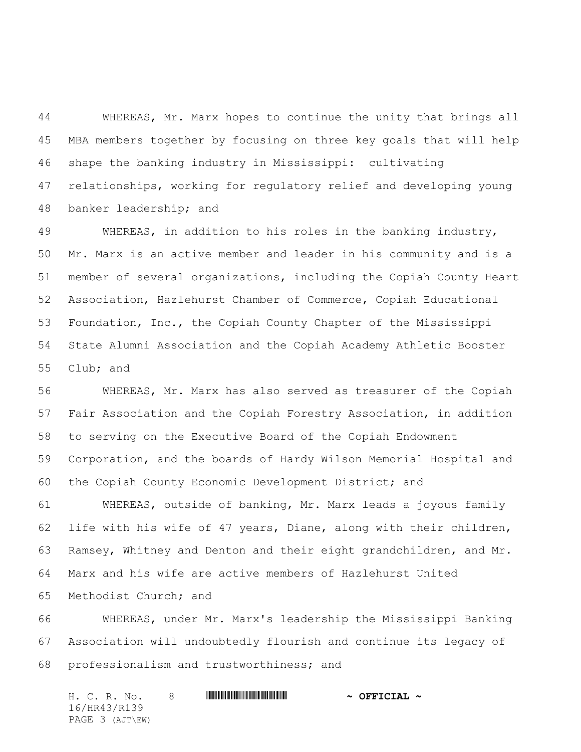WHEREAS, Mr. Marx hopes to continue the unity that brings all MBA members together by focusing on three key goals that will help shape the banking industry in Mississippi: cultivating relationships, working for regulatory relief and developing young banker leadership; and

WHEREAS, in addition to his roles in the banking industry, Mr. Marx is an active member and leader in his community and is a member of several organizations, including the Copiah County Heart Association, Hazlehurst Chamber of Commerce, Copiah Educational Foundation, Inc., the Copiah County Chapter of the Mississippi State Alumni Association and the Copiah Academy Athletic Booster Club; and

WHEREAS, Mr. Marx has also served as treasurer of the Copiah Fair Association and the Copiah Forestry Association, in addition to serving on the Executive Board of the Copiah Endowment Corporation, and the boards of Hardy Wilson Memorial Hospital and the Copiah County Economic Development District; and

WHEREAS, outside of banking, Mr. Marx leads a joyous family life with his wife of 47 years, Diane, along with their children, Ramsey, Whitney and Denton and their eight grandchildren, and Mr. Marx and his wife are active members of Hazlehurst United Methodist Church; and

WHEREAS, under Mr. Marx's leadership the Mississippi Banking Association will undoubtedly flourish and continue its legacy of professionalism and trustworthiness; and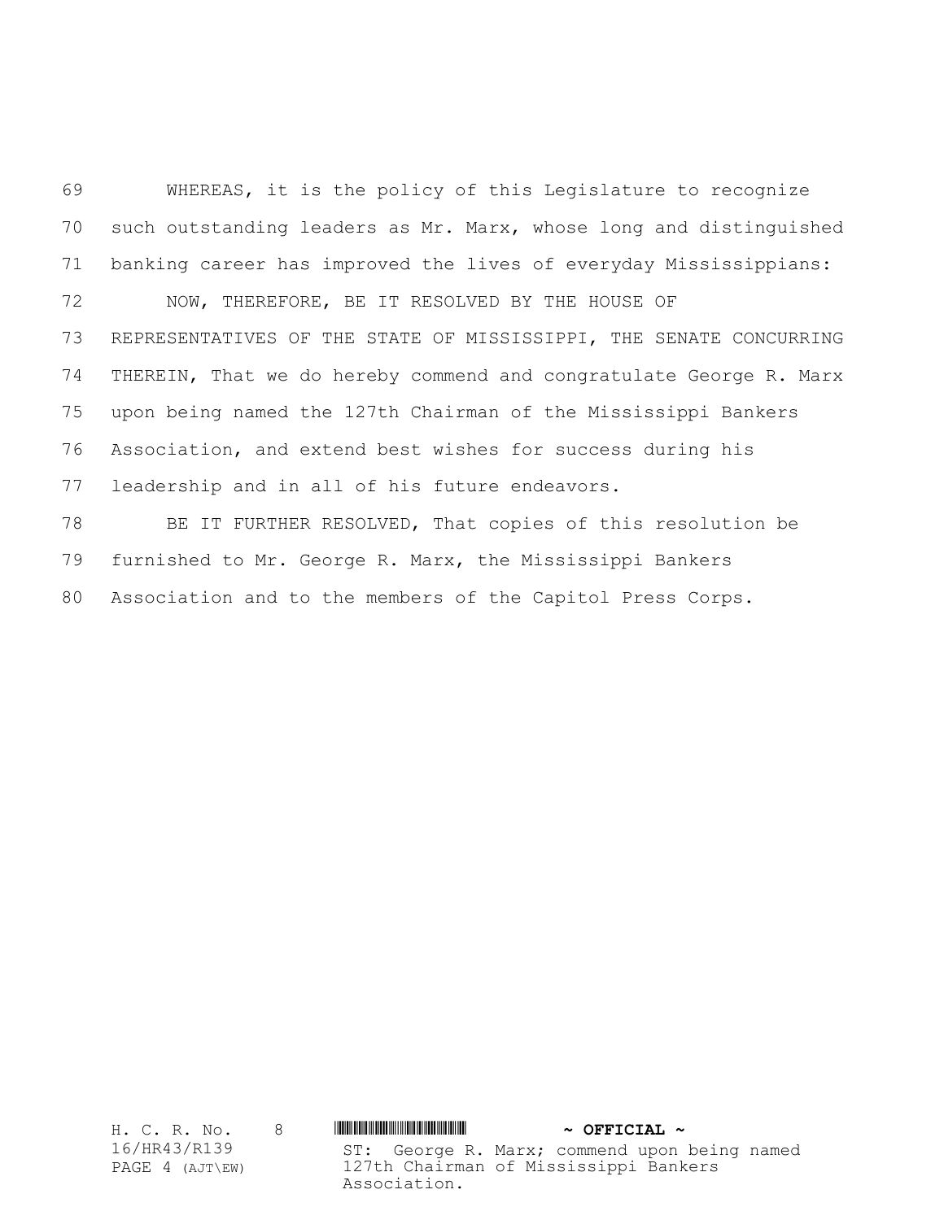WHEREAS, it is the policy of this Legislature to recognize such outstanding leaders as Mr. Marx, whose long and distinguished banking career has improved the lives of everyday Mississippians:

NOW, THEREFORE, BE IT RESOLVED BY THE HOUSE OF REPRESENTATIVES OF THE STATE OF MISSISSIPPI, THE SENATE CONCURRING THEREIN, That we do hereby commend and congratulate George R. Marx upon being named the 127th Chairman of the Mississippi Bankers Association, and extend best wishes for success during his leadership and in all of his future endeavors.

BE IT FURTHER RESOLVED, That copies of this resolution be furnished to Mr. George R. Marx, the Mississippi Bankers Association and to the members of the Capitol Press Corps.